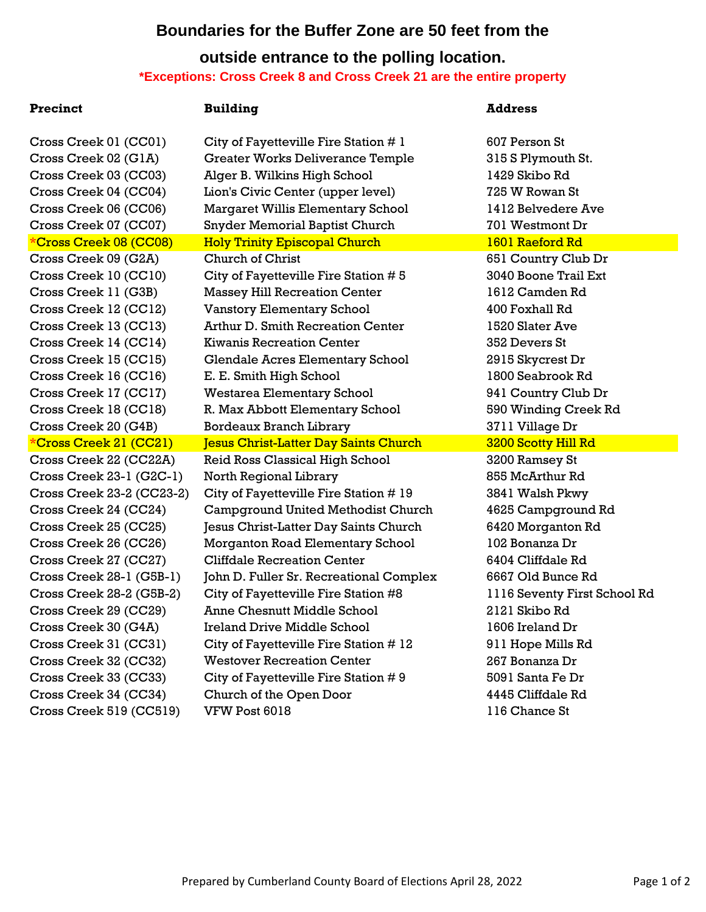# Boundaries for the Buffer Zone are 50 feet from the outside entrance to the polling location.

**\*Exceptions: Cross Creek 8 and Cross Creek 21 are the entire property**

| Precinct | Building | Address |
|---|---|---|
| Cross Creek 01 (CC01) | City of Fayetteville Fire Station # 1 | 607 Person St |
| Cross Creek 02 (G1A) | Greater Works Deliverance Temple | 315 S Plymouth St. |
| Cross Creek 03 (CC03) | Alger B. Wilkins High School | 1429 Skibo Rd |
| Cross Creek 04 (CC04) | Lion's Civic Center (upper level) | 725 W Rowan St |
| Cross Creek 06 (CC06) | Margaret Willis Elementary School | 1412 Belvedere Ave |
| Cross Creek 07 (CC07) | Snyder Memorial Baptist Church | 701 Westmont Dr |
| *Cross Creek 08 (CC08) | Holy Trinity Episcopal Church | 1601 Raeford Rd |
| Cross Creek 09 (G2A) | Church of Christ | 651 Country Club Dr |
| Cross Creek 10 (CC10) | City of Fayetteville Fire Station # 5 | 3040 Boone Trail Ext |
| Cross Creek 11 (G3B) | Massey Hill Recreation Center | 1612 Camden Rd |
| Cross Creek 12 (CC12) | Vanstory Elementary School | 400 Foxhall Rd |
| Cross Creek 13 (CC13) | Arthur D. Smith Recreation Center | 1520 Slater Ave |
| Cross Creek 14 (CC14) | Kiwanis Recreation Center | 352 Devers St |
| Cross Creek 15 (CC15) | Glendale Acres Elementary School | 2915 Skycrest Dr |
| Cross Creek 16 (CC16) | E. E. Smith High School | 1800 Seabrook Rd |
| Cross Creek 17 (CC17) | Westarea Elementary School | 941 Country Club Dr |
| Cross Creek 18 (CC18) | R. Max Abbott Elementary School | 590 Winding Creek Rd |
| Cross Creek 20 (G4B) | Bordeaux Branch Library | 3711 Village Dr |
| *Cross Creek 21 (CC21) | Jesus Christ-Latter Day Saints Church | 3200 Scotty Hill Rd |
| Cross Creek 22 (CC22A) | Reid Ross Classical High School | 3200 Ramsey St |
| Cross Creek 23-1 (G2C-1) | North Regional Library | 855 McArthur Rd |
| Cross Creek 23-2 (CC23-2) | City of Fayetteville Fire Station # 19 | 3841 Walsh Pkwy |
| Cross Creek 24 (CC24) | Campground United Methodist Church | 4625 Campground Rd |
| Cross Creek 25 (CC25) | Jesus Christ-Latter Day Saints Church | 6420 Morganton Rd |
| Cross Creek 26 (CC26) | Morganton Road Elementary School | 102 Bonanza Dr |
| Cross Creek 27 (CC27) | Cliffdale Recreation Center | 6404 Cliffdale Rd |
| Cross Creek 28-1 (G5B-1) | John D. Fuller Sr. Recreational Complex | 6667 Old Bunce Rd |
| Cross Creek 28-2 (G5B-2) | City of Fayetteville Fire Station #8 | 1116 Seventy First School Rd |
| Cross Creek 29 (CC29) | Anne Chesnutt Middle School | 2121 Skibo Rd |
| Cross Creek 30 (G4A) | Ireland Drive Middle School | 1606 Ireland Dr |
| Cross Creek 31 (CC31) | City of Fayetteville Fire Station # 12 | 911 Hope Mills Rd |
| Cross Creek 32 (CC32) | Westover Recreation Center | 267 Bonanza Dr |
| Cross Creek 33 (CC33) | City of Fayetteville Fire Station # 9 | 5091 Santa Fe Dr |
| Cross Creek 34 (CC34) | Church of the Open Door | 4445 Cliffdale Rd |
| Cross Creek 519 (CC519) | VFW Post 6018 | 116 Chance St |

Prepared by Cumberland County Board of Elections April 28, 2022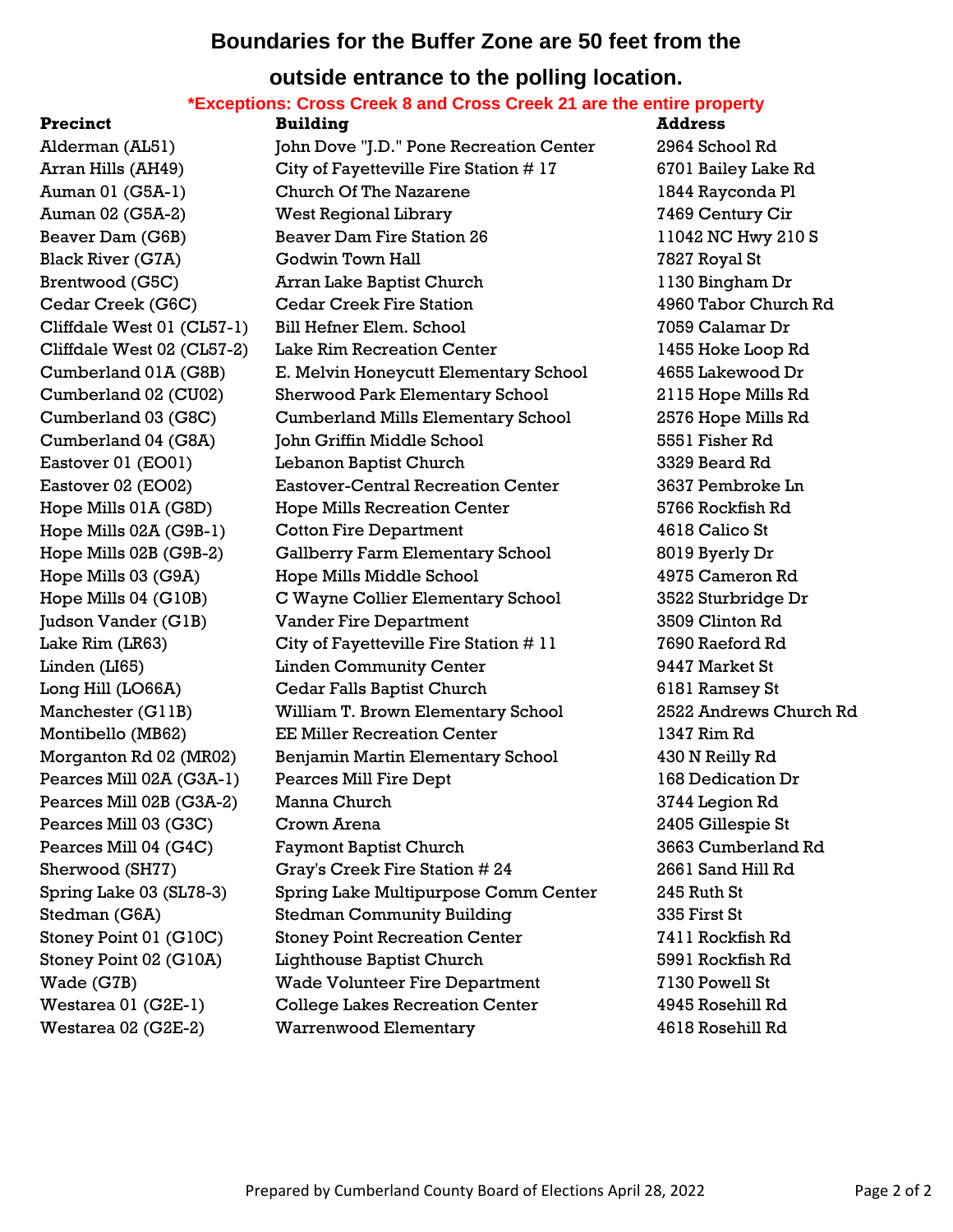## Boundaries for the Buffer Zone are 50 feet from the outside entrance to the polling location.

***Exceptions: Cross Creek 8 and Cross Creek 21 are the entire property**

| Precinct | Building | Address |
| --- | --- | --- |
| Alderman (AL51) | John Dove "J.D." Pone Recreation Center | 2964 School Rd |
| Arran Hills (AH49) | City of Fayetteville Fire Station # 17 | 6701 Bailey Lake Rd |
| Auman 01 (G5A-1) | Church Of The Nazarene | 1844 Rayconda Pl |
| Auman 02 (G5A-2) | West Regional Library | 7469 Century Cir |
| Beaver Dam (G6B) | Beaver Dam Fire Station 26 | 11042 NC Hwy 210 S |
| Black River (G7A) | Godwin Town Hall | 7827 Royal St |
| Brentwood (G5C) | Arran Lake Baptist Church | 1130 Bingham Dr |
| Cedar Creek (G6C) | Cedar Creek Fire Station | 4960 Tabor Church Rd |
| Cliffdale West 01 (CL57-1) | Bill Hefner Elem. School | 7059 Calamar Dr |
| Cliffdale West 02 (CL57-2) | Lake Rim Recreation Center | 1455 Hoke Loop Rd |
| Cumberland 01A (G8B) | E. Melvin Honeycutt Elementary School | 4655 Lakewood Dr |
| Cumberland 02 (CU02) | Sherwood Park Elementary School | 2115 Hope Mills Rd |
| Cumberland 03 (G8C) | Cumberland Mills Elementary School | 2576 Hope Mills Rd |
| Cumberland 04 (G8A) | John Griffin Middle School | 5551 Fisher Rd |
| Eastover 01 (EO01) | Lebanon Baptist Church | 3329 Beard Rd |
| Eastover 02 (EO02) | Eastover-Central Recreation Center | 3637 Pembroke Ln |
| Hope Mills 01A (G8D) | Hope Mills Recreation Center | 5766 Rockfish Rd |
| Hope Mills 02A (G9B-1) | Cotton Fire Department | 4618 Calico St |
| Hope Mills 02B (G9B-2) | Gallberry Farm Elementary School | 8019 Byerly Dr |
| Hope Mills 03 (G9A) | Hope Mills Middle School | 4975 Cameron Rd |
| Hope Mills 04 (G10B) | C Wayne Collier Elementary School | 3522 Sturbridge Dr |
| Judson Vander (G1B) | Vander Fire Department | 3509 Clinton Rd |
| Lake Rim (LR63) | City of Fayetteville Fire Station # 11 | 7690 Raeford Rd |
| Linden (LI65) | Linden Community Center | 9447 Market St |
| Long Hill (LO66A) | Cedar Falls Baptist Church | 6181 Ramsey St |
| Manchester (G11B) | William T. Brown Elementary School | 2522 Andrews Church Rd |
| Montibello (MB62) | EE Miller Recreation Center | 1347 Rim Rd |
| Morganton Rd 02 (MR02) | Benjamin Martin Elementary School | 430 N Reilly Rd |
| Pearces Mill 02A (G3A-1) | Pearces Mill Fire Dept | 168 Dedication Dr |
| Pearces Mill 02B (G3A-2) | Manna Church | 3744 Legion Rd |
| Pearces Mill 03 (G3C) | Crown Arena | 2405 Gillespie St |
| Pearces Mill 04 (G4C) | Faymont Baptist Church | 3663 Cumberland Rd |
| Sherwood (SH77) | Gray's Creek Fire Station # 24 | 2661 Sand Hill Rd |
| Spring Lake 03 (SL78-3) | Spring Lake Multipurpose Comm Center | 245 Ruth St |
| Stedman (G6A) | Stedman Community Building | 335 First St |
| Stoney Point 01 (G10C) | Stoney Point Recreation Center | 7411 Rockfish Rd |
| Stoney Point 02 (G10A) | Lighthouse Baptist Church | 5991 Rockfish Rd |
| Wade (G7B) | Wade Volunteer Fire Department | 7130 Powell St |
| Westarea 01 (G2E-1) | College Lakes Recreation Center | 4945 Rosehill Rd |
| Westarea 02 (G2E-2) | Warrenwood Elementary | 4618 Rosehill Rd |

Prepared by Cumberland County Board of Elections April 28, 2022